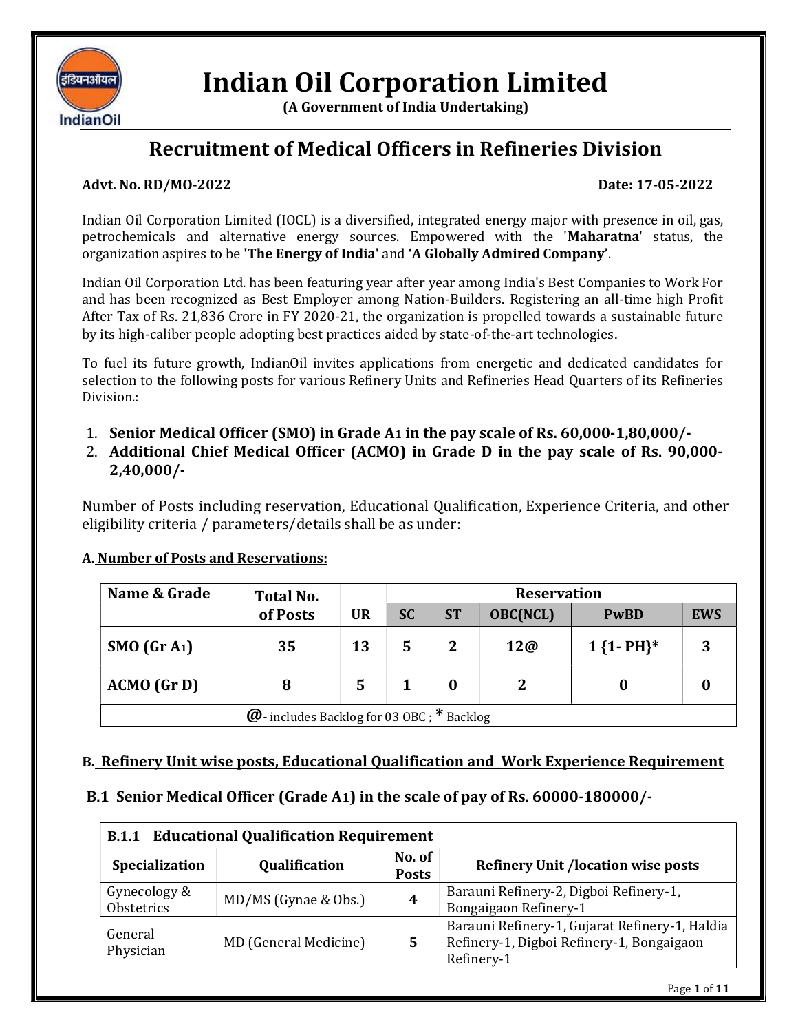# Indian Oil Corporation Limited

**(A Government of India Undertaking)**

## Recruitment of Medical Officers in Refineries Division

**Advt. No. RD/MO-2022** **Date: 17-05-2022**

Indian Oil Corporation Limited (IOCL) is a diversified, integrated energy major with presence in oil, gas, petrochemicals and alternative energy sources. Empowered with the '**Maharatna**' status, the organization aspires to be **'The Energy of India'** and **'A Globally Admired Company'**.

Indian Oil Corporation Ltd. has been featuring year after year among India's Best Companies to Work For and has been recognized as Best Employer among Nation-Builders. Registering an all-time high Profit After Tax of Rs. 21,836 Crore in FY 2020-21, the organization is propelled towards a sustainable future by its high-caliber people adopting best practices aided by state-of-the-art technologies.

To fuel its future growth, IndianOil invites applications from energetic and dedicated candidates for selection to the following posts for various Refinery Units and Refineries Head Quarters of its Refineries Division.:

1. **Senior Medical Officer (SMO) in Grade A1 in the pay scale of Rs. 60,000-1,80,000/-**
2. **Additional Chief Medical Officer (ACMO) in Grade D in the pay scale of Rs. 90,000-2,40,000/-**

Number of Posts including reservation, Educational Qualification, Experience Criteria, and other eligibility criteria / parameters/details shall be as under:

### A. Number of Posts and Reservations:

| Name & Grade | Total No. of Posts | UR | Reservation | | | | |
|---|---|---|---|---|---|---|---|
| | | | SC | ST | OBC(NCL) | PwBD | EWS |
| SMO (Gr A1) | 35 | 13 | 5 | 2 | 12@ | 1 {1- PH}* | 3 |
| ACMO (Gr D) | 8 | 5 | 1 | 0 | 2 | 0 | 0 |
| | @- includes Backlog for 03 OBC ; * Backlog | | | | | | |

### B. Refinery Unit wise posts, Educational Qualification and Work Experience Requirement

### B.1 Senior Medical Officer (Grade A1) in the scale of pay of Rs. 60000-180000/-

| B.1.1 Educational Qualification Requirement | | | |
|---|---|---|---|
| **Specialization** | **Qualification** | **No. of Posts** | **Refinery Unit /location wise posts** |
| Gynecology & Obstetrics | MD/MS (Gynae & Obs.) | 4 | Barauni Refinery-2, Digboi Refinery-1, Bongaigaon Refinery-1 |
| General Physician | MD (General Medicine) | 5 | Barauni Refinery-1, Gujarat Refinery-1, Haldia Refinery-1, Digboi Refinery-1, Bongaigaon Refinery-1 |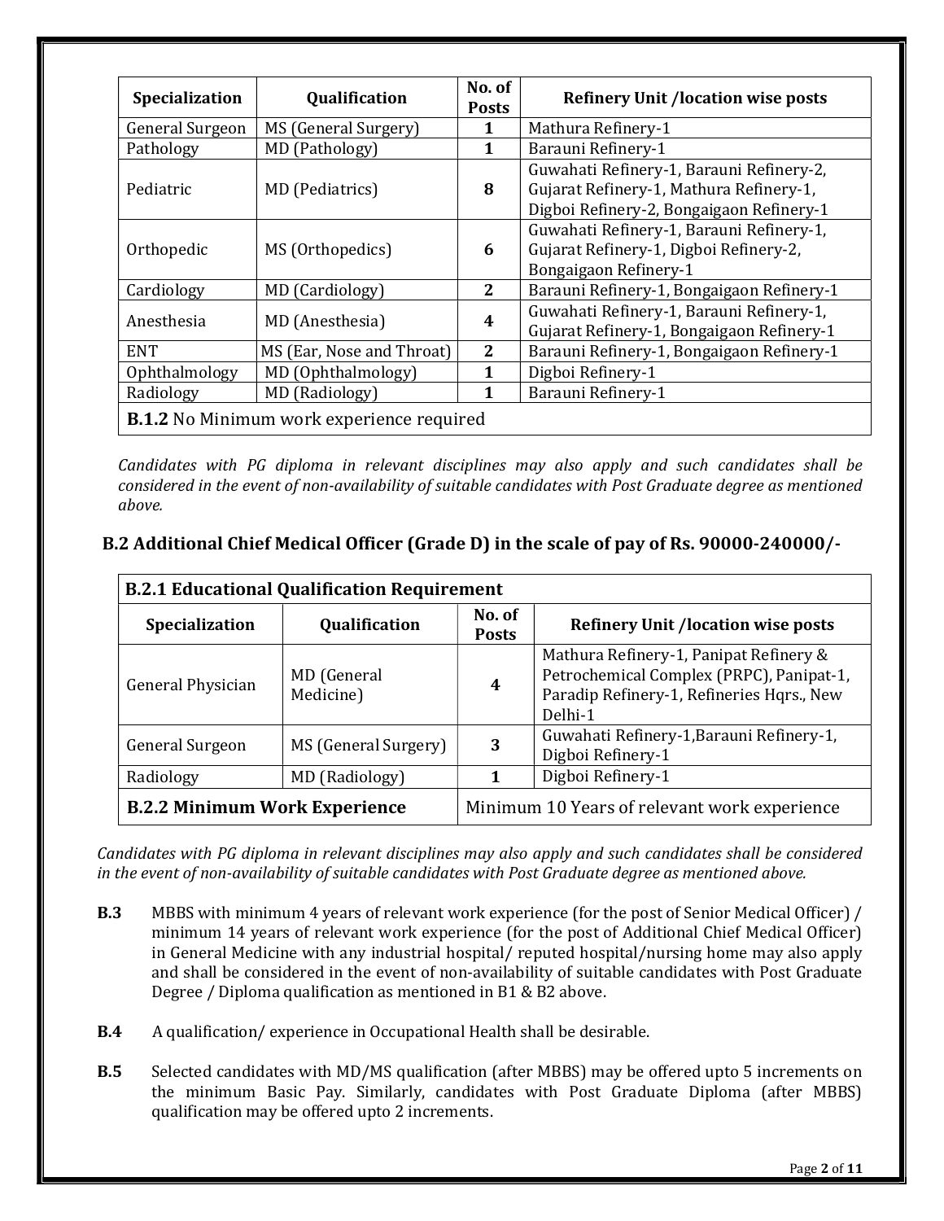| Specialization | Qualification | No. of Posts | Refinery Unit /location wise posts |
|---|---|---|---|
| General Surgeon | MS (General Surgery) | **1** | Mathura Refinery-1 |
| Pathology | MD (Pathology) | **1** | Barauni Refinery-1 |
| Pediatric | MD (Pediatrics) | **8** | Guwahati Refinery-1, Barauni Refinery-2, Gujarat Refinery-1, Mathura Refinery-1, Digboi Refinery-2, Bongaigaon Refinery-1 |
| Orthopedic | MS (Orthopedics) | **6** | Guwahati Refinery-1, Barauni Refinery-1, Gujarat Refinery-1, Digboi Refinery-2, Bongaigaon Refinery-1 |
| Cardiology | MD (Cardiology) | **2** | Barauni Refinery-1, Bongaigaon Refinery-1 |
| Anesthesia | MD (Anesthesia) | **4** | Guwahati Refinery-1, Barauni Refinery-1, Gujarat Refinery-1, Bongaigaon Refinery-1 |
| ENT | MS (Ear, Nose and Throat) | **2** | Barauni Refinery-1, Bongaigaon Refinery-1 |
| Ophthalmology | MD (Ophthalmology) | **1** | Digboi Refinery-1 |
| Radiology | MD (Radiology) | **1** | Barauni Refinery-1 |
| **B.1.2** No Minimum work experience required | | | |

*Candidates with PG diploma in relevant disciplines may also apply and such candidates shall be considered in the event of non-availability of suitable candidates with Post Graduate degree as mentioned above.*

## B.2 Additional Chief Medical Officer (Grade D) in the scale of pay of Rs. 90000-240000/-

| **B.2.1 Educational Qualification Requirement** | | | |
|---|---|---|---|
| **Specialization** | **Qualification** | **No. of Posts** | **Refinery Unit /location wise posts** |
| General Physician | MD (General Medicine) | **4** | Mathura Refinery-1, Panipat Refinery & Petrochemical Complex (PRPC), Panipat-1, Paradip Refinery-1, Refineries Hqrs., New Delhi-1 |
| General Surgeon | MS (General Surgery) | **3** | Guwahati Refinery-1,Barauni Refinery-1, Digboi Refinery-1 |
| Radiology | MD (Radiology) | **1** | Digboi Refinery-1 |
| **B.2.2 Minimum Work Experience** | | Minimum 10 Years of relevant work experience | |

*Candidates with PG diploma in relevant disciplines may also apply and such candidates shall be considered in the event of non-availability of suitable candidates with Post Graduate degree as mentioned above.*

**B.3** MBBS with minimum 4 years of relevant work experience (for the post of Senior Medical Officer) / minimum 14 years of relevant work experience (for the post of Additional Chief Medical Officer) in General Medicine with any industrial hospital/ reputed hospital/nursing home may also apply and shall be considered in the event of non-availability of suitable candidates with Post Graduate Degree / Diploma qualification as mentioned in B1 & B2 above.

**B.4** A qualification/ experience in Occupational Health shall be desirable.

**B.5** Selected candidates with MD/MS qualification (after MBBS) may be offered upto 5 increments on the minimum Basic Pay. Similarly, candidates with Post Graduate Diploma (after MBBS) qualification may be offered upto 2 increments.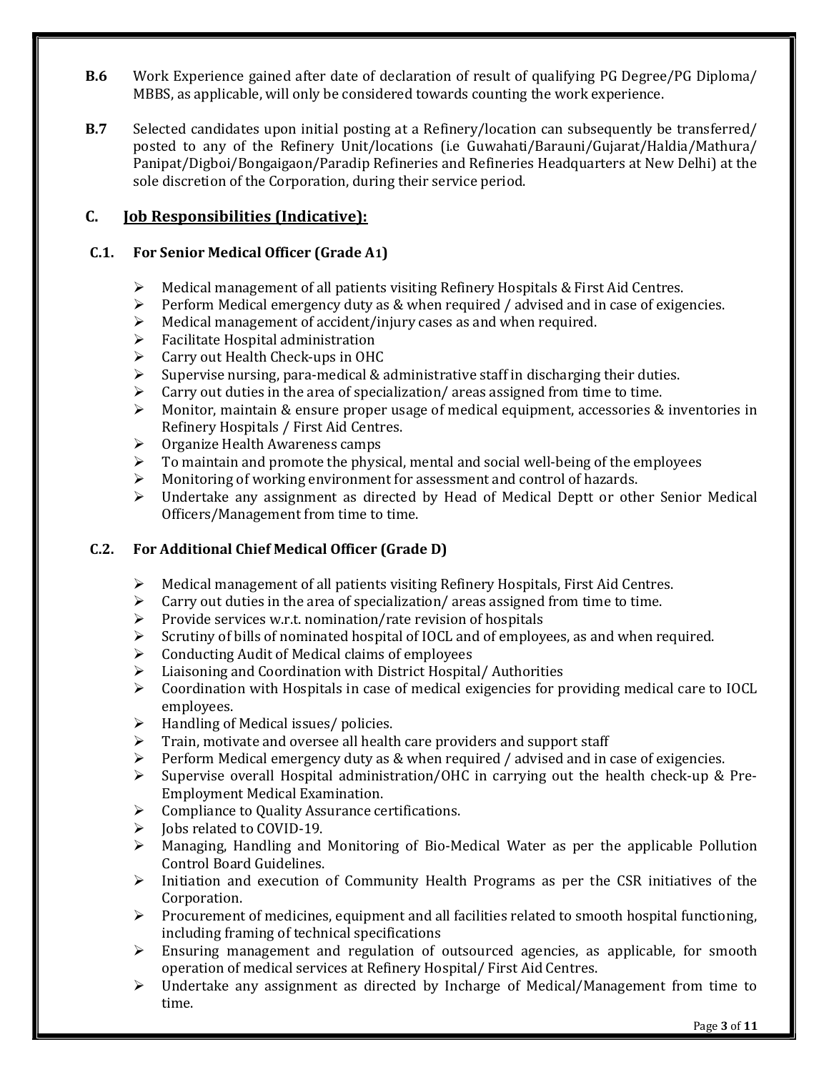**B.6** Work Experience gained after date of declaration of result of qualifying PG Degree/PG Diploma/ MBBS, as applicable, will only be considered towards counting the work experience.

**B.7** Selected candidates upon initial posting at a Refinery/location can subsequently be transferred/ posted to any of the Refinery Unit/locations (i.e Guwahati/Barauni/Gujarat/Haldia/Mathura/ Panipat/Digboi/Bongaigaon/Paradip Refineries and Refineries Headquarters at New Delhi) at the sole discretion of the Corporation, during their service period.

## C. Job Responsibilities (Indicative):

### C.1. For Senior Medical Officer (Grade A1)

- Medical management of all patients visiting Refinery Hospitals & First Aid Centres.
- Perform Medical emergency duty as & when required / advised and in case of exigencies.
- Medical management of accident/injury cases as and when required.
- Facilitate Hospital administration
- Carry out Health Check-ups in OHC
- Supervise nursing, para-medical & administrative staff in discharging their duties.
- Carry out duties in the area of specialization/ areas assigned from time to time.
- Monitor, maintain & ensure proper usage of medical equipment, accessories & inventories in Refinery Hospitals / First Aid Centres.
- Organize Health Awareness camps
- To maintain and promote the physical, mental and social well-being of the employees
- Monitoring of working environment for assessment and control of hazards.
- Undertake any assignment as directed by Head of Medical Deptt or other Senior Medical Officers/Management from time to time.

### C.2. For Additional Chief Medical Officer (Grade D)

- Medical management of all patients visiting Refinery Hospitals, First Aid Centres.
- Carry out duties in the area of specialization/ areas assigned from time to time.
- Provide services w.r.t. nomination/rate revision of hospitals
- Scrutiny of bills of nominated hospital of IOCL and of employees, as and when required.
- Conducting Audit of Medical claims of employees
- Liaisoning and Coordination with District Hospital/ Authorities
- Coordination with Hospitals in case of medical exigencies for providing medical care to IOCL employees.
- Handling of Medical issues/ policies.
- Train, motivate and oversee all health care providers and support staff
- Perform Medical emergency duty as & when required / advised and in case of exigencies.
- Supervise overall Hospital administration/OHC in carrying out the health check-up & Pre-Employment Medical Examination.
- Compliance to Quality Assurance certifications.
- Jobs related to COVID-19.
- Managing, Handling and Monitoring of Bio-Medical Water as per the applicable Pollution Control Board Guidelines.
- Initiation and execution of Community Health Programs as per the CSR initiatives of the Corporation.
- Procurement of medicines, equipment and all facilities related to smooth hospital functioning, including framing of technical specifications
- Ensuring management and regulation of outsourced agencies, as applicable, for smooth operation of medical services at Refinery Hospital/ First Aid Centres.
- Undertake any assignment as directed by Incharge of Medical/Management from time to time.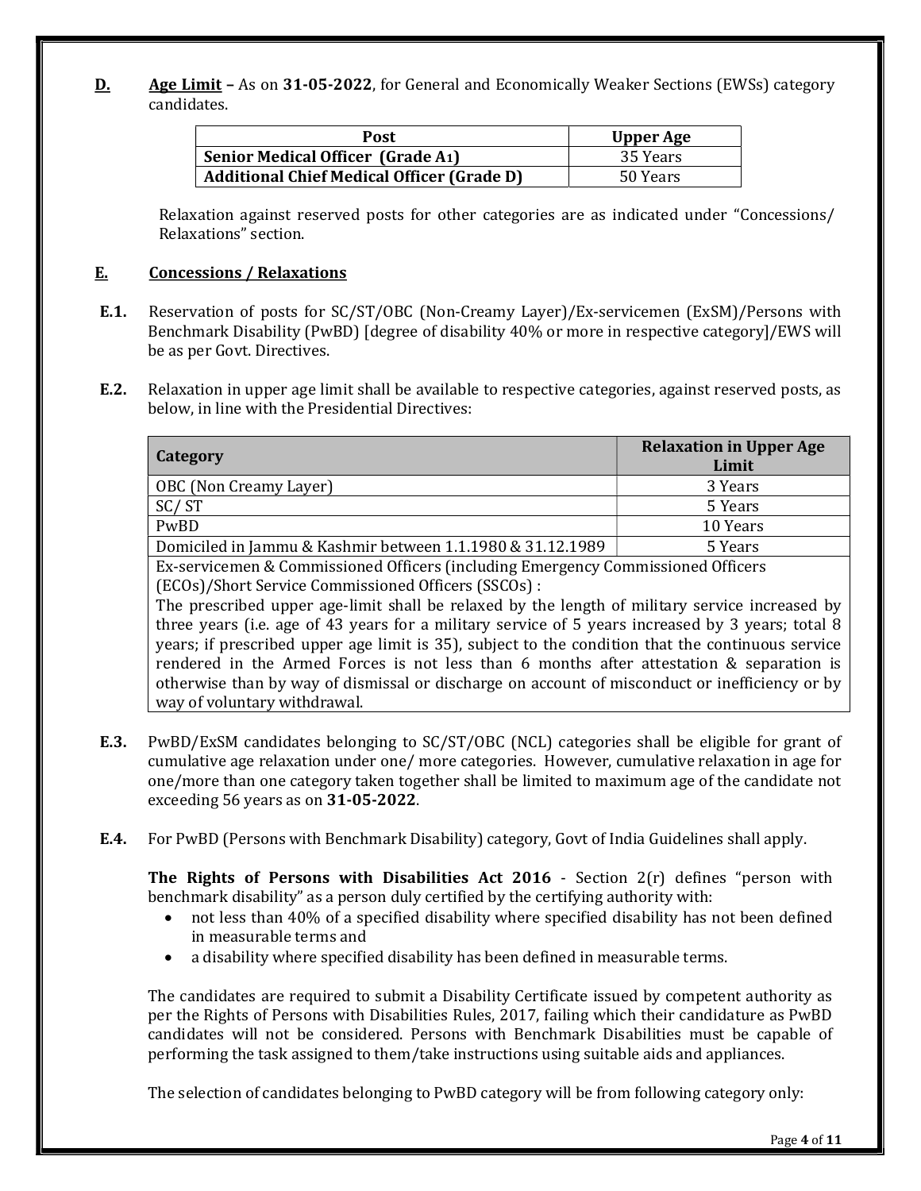**D.** **Age Limit** – As on **31-05-2022**, for General and Economically Weaker Sections (EWSs) category candidates.

| Post | Upper Age |
|---|---|
| **Senior Medical Officer (Grade A1)** | 35 Years |
| **Additional Chief Medical Officer (Grade D)** | 50 Years |

Relaxation against reserved posts for other categories are as indicated under "Concessions/ Relaxations" section.

## E. Concessions / Relaxations

**E.1.** Reservation of posts for SC/ST/OBC (Non-Creamy Layer)/Ex-servicemen (ExSM)/Persons with Benchmark Disability (PwBD) [degree of disability 40% or more in respective category]/EWS will be as per Govt. Directives.

**E.2.** Relaxation in upper age limit shall be available to respective categories, against reserved posts, as below, in line with the Presidential Directives:

| Category | Relaxation in Upper Age Limit |
|---|---|
| OBC (Non Creamy Layer) | 3 Years |
| SC/ ST | 5 Years |
| PwBD | 10 Years |
| Domiciled in Jammu & Kashmir between 1.1.1980 & 31.12.1989 | 5 Years |
| Ex-servicemen & Commissioned Officers (including Emergency Commissioned Officers (ECOs)/Short Service Commissioned Officers (SSCOs) : The prescribed upper age-limit shall be relaxed by the length of military service increased by three years (i.e. age of 43 years for a military service of 5 years increased by 3 years; total 8 years; if prescribed upper age limit is 35), subject to the condition that the continuous service rendered in the Armed Forces is not less than 6 months after attestation & separation is otherwise than by way of dismissal or discharge on account of misconduct or inefficiency or by way of voluntary withdrawal. | |

**E.3.** PwBD/ExSM candidates belonging to SC/ST/OBC (NCL) categories shall be eligible for grant of cumulative age relaxation under one/ more categories. However, cumulative relaxation in age for one/more than one category taken together shall be limited to maximum age of the candidate not exceeding 56 years as on **31-05-2022**.

**E.4.** For PwBD (Persons with Benchmark Disability) category, Govt of India Guidelines shall apply.

**The Rights of Persons with Disabilities Act 2016** - Section 2(r) defines "person with benchmark disability" as a person duly certified by the certifying authority with:

- not less than 40% of a specified disability where specified disability has not been defined in measurable terms and
- a disability where specified disability has been defined in measurable terms.

The candidates are required to submit a Disability Certificate issued by competent authority as per the Rights of Persons with Disabilities Rules, 2017, failing which their candidature as PwBD candidates will not be considered. Persons with Benchmark Disabilities must be capable of performing the task assigned to them/take instructions using suitable aids and appliances.

The selection of candidates belonging to PwBD category will be from following category only: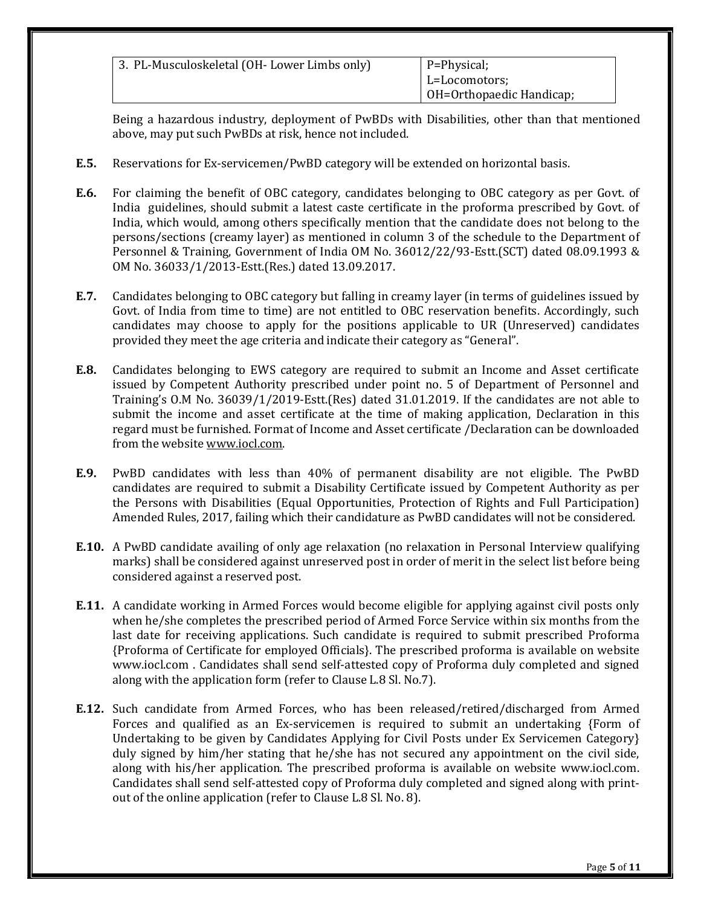| 3. PL-Musculoskeletal (OH- Lower Limbs only) | P=Physical; L=Locomotors; OH=Orthopaedic Handicap; |
|---|---|

Being a hazardous industry, deployment of PwBDs with Disabilities, other than that mentioned above, may put such PwBDs at risk, hence not included.

**E.5.** Reservations for Ex-servicemen/PwBD category will be extended on horizontal basis.

**E.6.** For claiming the benefit of OBC category, candidates belonging to OBC category as per Govt. of India guidelines, should submit a latest caste certificate in the proforma prescribed by Govt. of India, which would, among others specifically mention that the candidate does not belong to the persons/sections (creamy layer) as mentioned in column 3 of the schedule to the Department of Personnel & Training, Government of India OM No. 36012/22/93-Estt.(SCT) dated 08.09.1993 & OM No. 36033/1/2013-Estt.(Res.) dated 13.09.2017.

**E.7.** Candidates belonging to OBC category but falling in creamy layer (in terms of guidelines issued by Govt. of India from time to time) are not entitled to OBC reservation benefits. Accordingly, such candidates may choose to apply for the positions applicable to UR (Unreserved) candidates provided they meet the age criteria and indicate their category as "General".

**E.8.** Candidates belonging to EWS category are required to submit an Income and Asset certificate issued by Competent Authority prescribed under point no. 5 of Department of Personnel and Training's O.M No. 36039/1/2019-Estt.(Res) dated 31.01.2019. If the candidates are not able to submit the income and asset certificate at the time of making application, Declaration in this regard must be furnished. Format of Income and Asset certificate /Declaration can be downloaded from the website www.iocl.com.

**E.9.** PwBD candidates with less than 40% of permanent disability are not eligible. The PwBD candidates are required to submit a Disability Certificate issued by Competent Authority as per the Persons with Disabilities (Equal Opportunities, Protection of Rights and Full Participation) Amended Rules, 2017, failing which their candidature as PwBD candidates will not be considered.

**E.10.** A PwBD candidate availing of only age relaxation (no relaxation in Personal Interview qualifying marks) shall be considered against unreserved post in order of merit in the select list before being considered against a reserved post.

**E.11.** A candidate working in Armed Forces would become eligible for applying against civil posts only when he/she completes the prescribed period of Armed Force Service within six months from the last date for receiving applications. Such candidate is required to submit prescribed Proforma {Proforma of Certificate for employed Officials}. The prescribed proforma is available on website www.iocl.com . Candidates shall send self-attested copy of Proforma duly completed and signed along with the application form (refer to Clause L.8 Sl. No.7).

**E.12.** Such candidate from Armed Forces, who has been released/retired/discharged from Armed Forces and qualified as an Ex-servicemen is required to submit an undertaking {Form of Undertaking to be given by Candidates Applying for Civil Posts under Ex Servicemen Category} duly signed by him/her stating that he/she has not secured any appointment on the civil side, along with his/her application. The prescribed proforma is available on website www.iocl.com. Candidates shall send self-attested copy of Proforma duly completed and signed along with print-out of the online application (refer to Clause L.8 Sl. No. 8).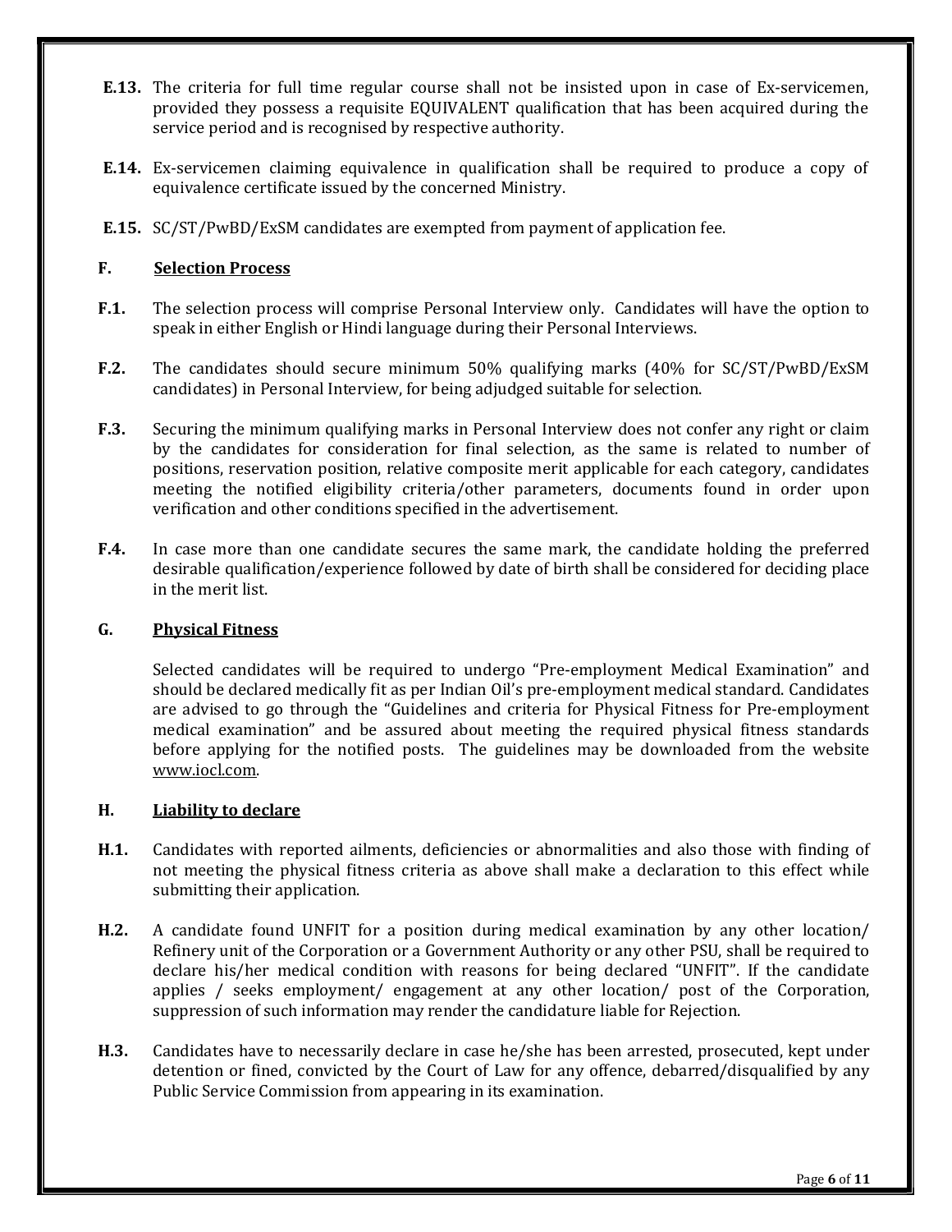**E.13.** The criteria for full time regular course shall not be insisted upon in case of Ex-servicemen, provided they possess a requisite EQUIVALENT qualification that has been acquired during the service period and is recognised by respective authority.

**E.14.** Ex-servicemen claiming equivalence in qualification shall be required to produce a copy of equivalence certificate issued by the concerned Ministry.

**E.15.** SC/ST/PwBD/ExSM candidates are exempted from payment of application fee.

## F. Selection Process

**F.1.** The selection process will comprise Personal Interview only. Candidates will have the option to speak in either English or Hindi language during their Personal Interviews.

**F.2.** The candidates should secure minimum 50% qualifying marks (40% for SC/ST/PwBD/ExSM candidates) in Personal Interview, for being adjudged suitable for selection.

**F.3.** Securing the minimum qualifying marks in Personal Interview does not confer any right or claim by the candidates for consideration for final selection, as the same is related to number of positions, reservation position, relative composite merit applicable for each category, candidates meeting the notified eligibility criteria/other parameters, documents found in order upon verification and other conditions specified in the advertisement.

**F.4.** In case more than one candidate secures the same mark, the candidate holding the preferred desirable qualification/experience followed by date of birth shall be considered for deciding place in the merit list.

## G. Physical Fitness

Selected candidates will be required to undergo "Pre-employment Medical Examination" and should be declared medically fit as per Indian Oil's pre-employment medical standard. Candidates are advised to go through the "Guidelines and criteria for Physical Fitness for Pre-employment medical examination" and be assured about meeting the required physical fitness standards before applying for the notified posts. The guidelines may be downloaded from the website www.iocl.com.

## H. Liability to declare

**H.1.** Candidates with reported ailments, deficiencies or abnormalities and also those with finding of not meeting the physical fitness criteria as above shall make a declaration to this effect while submitting their application.

**H.2.** A candidate found UNFIT for a position during medical examination by any other location/ Refinery unit of the Corporation or a Government Authority or any other PSU, shall be required to declare his/her medical condition with reasons for being declared "UNFIT". If the candidate applies / seeks employment/ engagement at any other location/ post of the Corporation, suppression of such information may render the candidature liable for Rejection.

**H.3.** Candidates have to necessarily declare in case he/she has been arrested, prosecuted, kept under detention or fined, convicted by the Court of Law for any offence, debarred/disqualified by any Public Service Commission from appearing in its examination.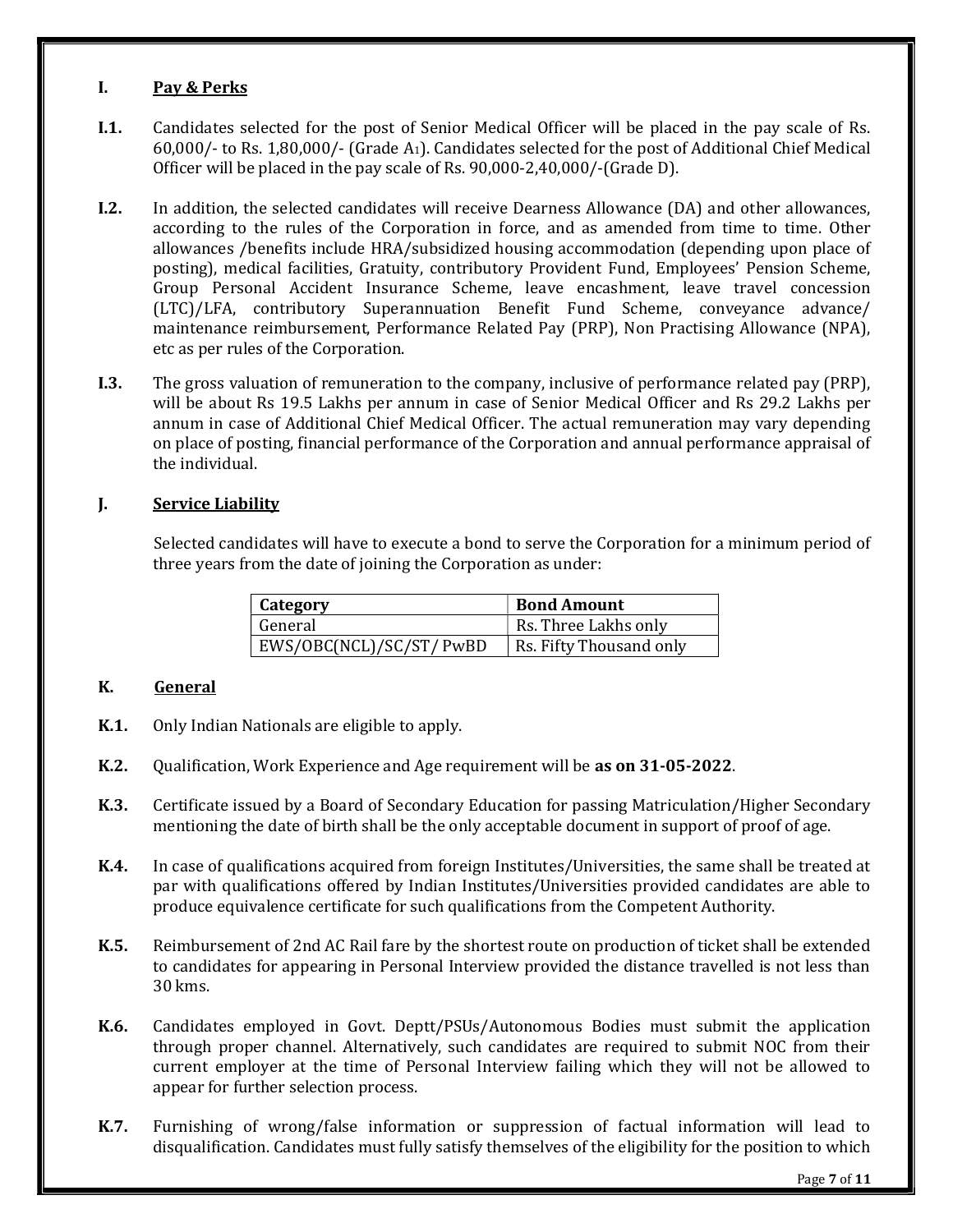## I. Pay & Perks

**I.1.** Candidates selected for the post of Senior Medical Officer will be placed in the pay scale of Rs. 60,000/- to Rs. 1,80,000/- (Grade $A_1$). Candidates selected for the post of Additional Chief Medical Officer will be placed in the pay scale of Rs. 90,000-2,40,000/-(Grade D).

**I.2.** In addition, the selected candidates will receive Dearness Allowance (DA) and other allowances, according to the rules of the Corporation in force, and as amended from time to time. Other allowances /benefits include HRA/subsidized housing accommodation (depending upon place of posting), medical facilities, Gratuity, contributory Provident Fund, Employees' Pension Scheme, Group Personal Accident Insurance Scheme, leave encashment, leave travel concession (LTC)/LFA, contributory Superannuation Benefit Fund Scheme, conveyance advance/ maintenance reimbursement, Performance Related Pay (PRP), Non Practising Allowance (NPA), etc as per rules of the Corporation.

**I.3.** The gross valuation of remuneration to the company, inclusive of performance related pay (PRP), will be about Rs 19.5 Lakhs per annum in case of Senior Medical Officer and Rs 29.2 Lakhs per annum in case of Additional Chief Medical Officer. The actual remuneration may vary depending on place of posting, financial performance of the Corporation and annual performance appraisal of the individual.

## J. Service Liability

Selected candidates will have to execute a bond to serve the Corporation for a minimum period of three years from the date of joining the Corporation as under:

| Category | Bond Amount |
|---|---|
| General | Rs. Three Lakhs only |
| EWS/OBC(NCL)/SC/ST/ PwBD | Rs. Fifty Thousand only |

## K. General

**K.1.** Only Indian Nationals are eligible to apply.

**K.2.** Qualification, Work Experience and Age requirement will be **as on 31-05-2022**.

**K.3.** Certificate issued by a Board of Secondary Education for passing Matriculation/Higher Secondary mentioning the date of birth shall be the only acceptable document in support of proof of age.

**K.4.** In case of qualifications acquired from foreign Institutes/Universities, the same shall be treated at par with qualifications offered by Indian Institutes/Universities provided candidates are able to produce equivalence certificate for such qualifications from the Competent Authority.

**K.5.** Reimbursement of 2nd AC Rail fare by the shortest route on production of ticket shall be extended to candidates for appearing in Personal Interview provided the distance travelled is not less than 30 kms.

**K.6.** Candidates employed in Govt. Deptt/PSUs/Autonomous Bodies must submit the application through proper channel. Alternatively, such candidates are required to submit NOC from their current employer at the time of Personal Interview failing which they will not be allowed to appear for further selection process.

**K.7.** Furnishing of wrong/false information or suppression of factual information will lead to disqualification. Candidates must fully satisfy themselves of the eligibility for the position to which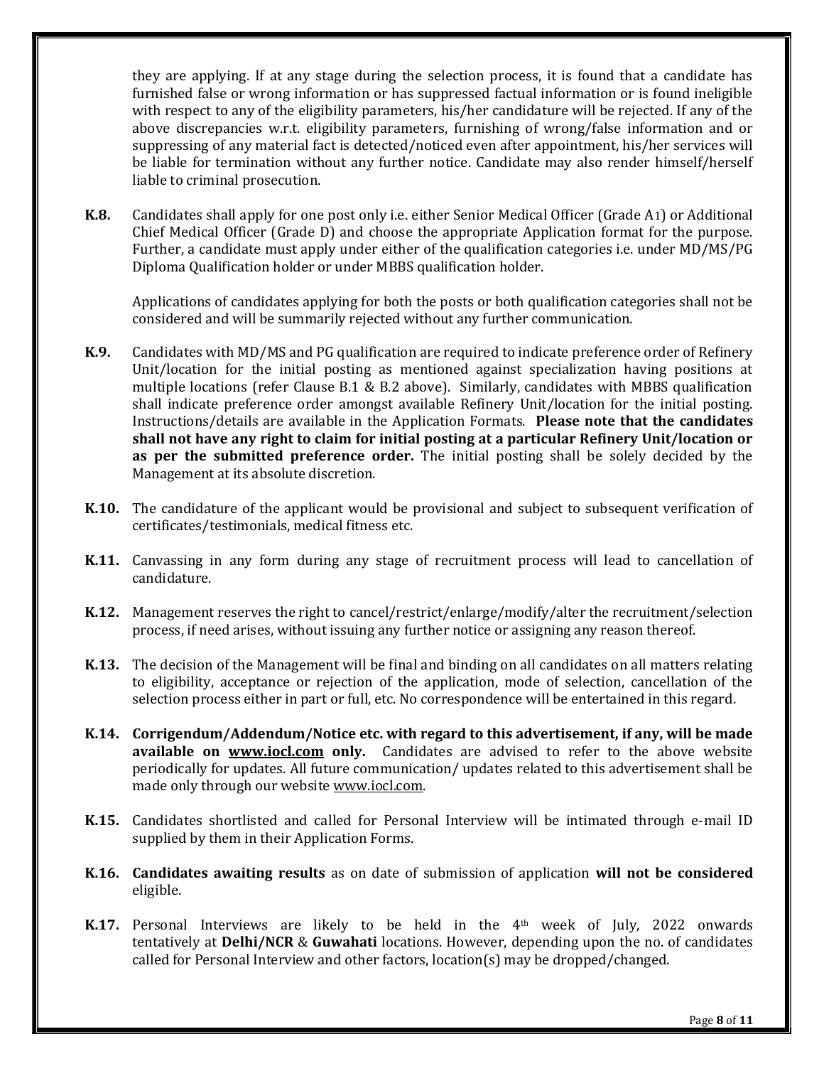they are applying. If at any stage during the selection process, it is found that a candidate has furnished false or wrong information or has suppressed factual information or is found ineligible with respect to any of the eligibility parameters, his/her candidature will be rejected. If any of the above discrepancies w.r.t. eligibility parameters, furnishing of wrong/false information and or suppressing of any material fact is detected/noticed even after appointment, his/her services will be liable for termination without any further notice. Candidate may also render himself/herself liable to criminal prosecution.

**K.8.** Candidates shall apply for one post only i.e. either Senior Medical Officer (Grade A1) or Additional Chief Medical Officer (Grade D) and choose the appropriate Application format for the purpose. Further, a candidate must apply under either of the qualification categories i.e. under MD/MS/PG Diploma Qualification holder or under MBBS qualification holder.

Applications of candidates applying for both the posts or both qualification categories shall not be considered and will be summarily rejected without any further communication.

**K.9.** Candidates with MD/MS and PG qualification are required to indicate preference order of Refinery Unit/location for the initial posting as mentioned against specialization having positions at multiple locations (refer Clause B.1 & B.2 above). Similarly, candidates with MBBS qualification shall indicate preference order amongst available Refinery Unit/location for the initial posting. Instructions/details are available in the Application Formats. **Please note that the candidates shall not have any right to claim for initial posting at a particular Refinery Unit/location or as per the submitted preference order.** The initial posting shall be solely decided by the Management at its absolute discretion.

**K.10.** The candidature of the applicant would be provisional and subject to subsequent verification of certificates/testimonials, medical fitness etc.

**K.11.** Canvassing in any form during any stage of recruitment process will lead to cancellation of candidature.

**K.12.** Management reserves the right to cancel/restrict/enlarge/modify/alter the recruitment/selection process, if need arises, without issuing any further notice or assigning any reason thereof.

**K.13.** The decision of the Management will be final and binding on all candidates on all matters relating to eligibility, acceptance or rejection of the application, mode of selection, cancellation of the selection process either in part or full, etc. No correspondence will be entertained in this regard.

**K.14. Corrigendum/Addendum/Notice etc. with regard to this advertisement, if any, will be made available on www.iocl.com only.** Candidates are advised to refer to the above website periodically for updates. All future communication/ updates related to this advertisement shall be made only through our website www.iocl.com.

**K.15.** Candidates shortlisted and called for Personal Interview will be intimated through e-mail ID supplied by them in their Application Forms.

**K.16. Candidates awaiting results** as on date of submission of application **will not be considered** eligible.

**K.17.** Personal Interviews are likely to be held in the 4th week of July, 2022 onwards tentatively at **Delhi/NCR** & **Guwahati** locations. However, depending upon the no. of candidates called for Personal Interview and other factors, location(s) may be dropped/changed.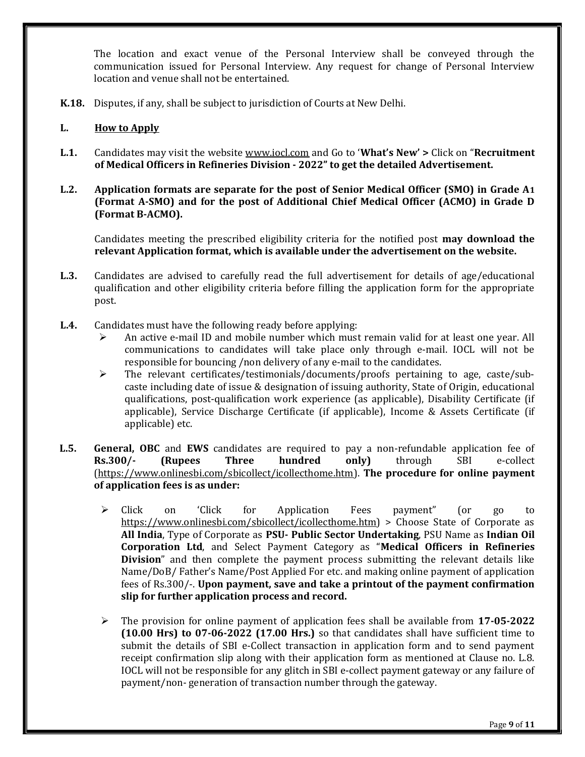The location and exact venue of the Personal Interview shall be conveyed through the communication issued for Personal Interview. Any request for change of Personal Interview location and venue shall not be entertained.

**K.18.** Disputes, if any, shall be subject to jurisdiction of Courts at New Delhi.

## L. How to Apply

**L.1.** Candidates may visit the website www.iocl.com and Go to '**What's New' >** Click on "**Recruitment of Medical Officers in Refineries Division - 2022" to get the detailed Advertisement.**

**L.2. Application formats are separate for the post of Senior Medical Officer (SMO) in Grade A1 (Format A-SMO) and for the post of Additional Chief Medical Officer (ACMO) in Grade D (Format B-ACMO).**

Candidates meeting the prescribed eligibility criteria for the notified post **may download the relevant Application format, which is available under the advertisement on the website.**

**L.3.** Candidates are advised to carefully read the full advertisement for details of age/educational qualification and other eligibility criteria before filling the application form for the appropriate post.

**L.4.** Candidates must have the following ready before applying:

- An active e-mail ID and mobile number which must remain valid for at least one year. All communications to candidates will take place only through e-mail. IOCL will not be responsible for bouncing /non delivery of any e-mail to the candidates.
- The relevant certificates/testimonials/documents/proofs pertaining to age, caste/sub-caste including date of issue & designation of issuing authority, State of Origin, educational qualifications, post-qualification work experience (as applicable), Disability Certificate (if applicable), Service Discharge Certificate (if applicable), Income & Assets Certificate (if applicable) etc.

**L.5. General, OBC** and **EWS** candidates are required to pay a non-refundable application fee of **Rs.300/- (Rupees Three hundred only)** through SBI e-collect (https://www.onlinesbi.com/sbicollect/icollecthome.htm). **The procedure for online payment of application fees is as under:**

- Click on 'Click for Application Fees payment" (or go to https://www.onlinesbi.com/sbicollect/icollecthome.htm) > Choose State of Corporate as **All India**, Type of Corporate as **PSU- Public Sector Undertaking**, PSU Name as **Indian Oil Corporation Ltd**, and Select Payment Category as "**Medical Officers in Refineries Division**" and then complete the payment process submitting the relevant details like Name/DoB/ Father's Name/Post Applied For etc. and making online payment of application fees of Rs.300/-. **Upon payment, save and take a printout of the payment confirmation slip for further application process and record.**
- The provision for online payment of application fees shall be available from **17-05-2022 (10.00 Hrs) to 07-06-2022 (17.00 Hrs.)** so that candidates shall have sufficient time to submit the details of SBI e-Collect transaction in application form and to send payment receipt confirmation slip along with their application form as mentioned at Clause no. L.8. IOCL will not be responsible for any glitch in SBI e-collect payment gateway or any failure of payment/non- generation of transaction number through the gateway.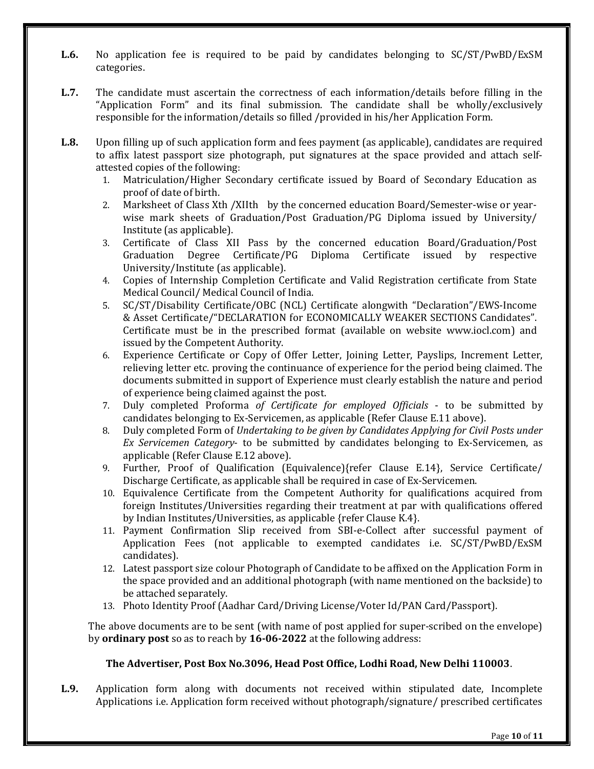**L.6.** No application fee is required to be paid by candidates belonging to SC/ST/PwBD/ExSM categories.

**L.7.** The candidate must ascertain the correctness of each information/details before filling in the "Application Form" and its final submission. The candidate shall be wholly/exclusively responsible for the information/details so filled /provided in his/her Application Form.

**L.8.** Upon filling up of such application form and fees payment (as applicable), candidates are required to affix latest passport size photograph, put signatures at the space provided and attach self-attested copies of the following:

1. Matriculation/Higher Secondary certificate issued by Board of Secondary Education as proof of date of birth.
2. Marksheet of Class Xth /XIIth by the concerned education Board/Semester-wise or year-wise mark sheets of Graduation/Post Graduation/PG Diploma issued by University/ Institute (as applicable).
3. Certificate of Class XII Pass by the concerned education Board/Graduation/Post Graduation Degree Certificate/PG Diploma Certificate issued by respective University/Institute (as applicable).
4. Copies of Internship Completion Certificate and Valid Registration certificate from State Medical Council/ Medical Council of India.
5. SC/ST/Disability Certificate/OBC (NCL) Certificate alongwith "Declaration"/EWS-Income & Asset Certificate/"DECLARATION for ECONOMICALLY WEAKER SECTIONS Candidates". Certificate must be in the prescribed format (available on website www.iocl.com) and issued by the Competent Authority.
6. Experience Certificate or Copy of Offer Letter, Joining Letter, Payslips, Increment Letter, relieving letter etc. proving the continuance of experience for the period being claimed. The documents submitted in support of Experience must clearly establish the nature and period of experience being claimed against the post.
7. Duly completed Proforma *of Certificate for employed Officials* - to be submitted by candidates belonging to Ex-Servicemen, as applicable (Refer Clause E.11 above).
8. Duly completed Form of *Undertaking to be given by Candidates Applying for Civil Posts under Ex Servicemen Category*- to be submitted by candidates belonging to Ex-Servicemen, as applicable (Refer Clause E.12 above).
9. Further, Proof of Qualification (Equivalence){refer Clause E.14}, Service Certificate/ Discharge Certificate, as applicable shall be required in case of Ex-Servicemen.
10. Equivalence Certificate from the Competent Authority for qualifications acquired from foreign Institutes/Universities regarding their treatment at par with qualifications offered by Indian Institutes/Universities, as applicable {refer Clause K.4}.
11. Payment Confirmation Slip received from SBI-e-Collect after successful payment of Application Fees (not applicable to exempted candidates i.e. SC/ST/PwBD/ExSM candidates).
12. Latest passport size colour Photograph of Candidate to be affixed on the Application Form in the space provided and an additional photograph (with name mentioned on the backside) to be attached separately.
13. Photo Identity Proof (Aadhar Card/Driving License/Voter Id/PAN Card/Passport).

The above documents are to be sent (with name of post applied for super-scribed on the envelope) by **ordinary post** so as to reach by **16-06-2022** at the following address:

**The Advertiser, Post Box No.3096, Head Post Office, Lodhi Road, New Delhi 110003**.

**L.9.** Application form along with documents not received within stipulated date, Incomplete Applications i.e. Application form received without photograph/signature/ prescribed certificates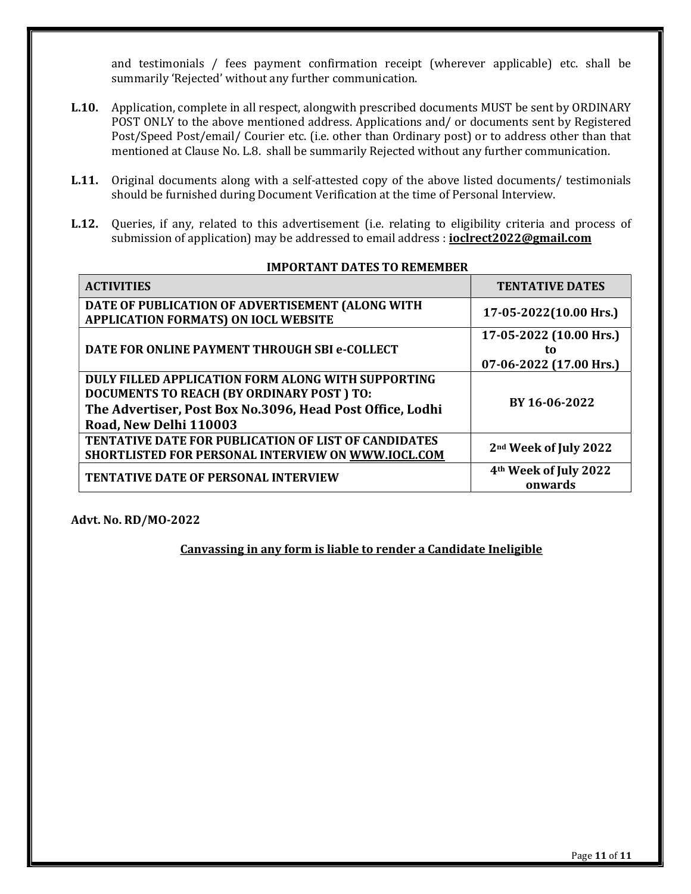and testimonials / fees payment confirmation receipt (wherever applicable) etc. shall be summarily 'Rejected' without any further communication.

**L.10.** Application, complete in all respect, alongwith prescribed documents MUST be sent by ORDINARY POST ONLY to the above mentioned address. Applications and/ or documents sent by Registered Post/Speed Post/email/ Courier etc. (i.e. other than Ordinary post) or to address other than that mentioned at Clause No. L.8. shall be summarily Rejected without any further communication.

**L.11.** Original documents along with a self-attested copy of the above listed documents/ testimonials should be furnished during Document Verification at the time of Personal Interview.

**L.12.** Queries, if any, related to this advertisement (i.e. relating to eligibility criteria and process of submission of application) may be addressed to email address : **ioclrect2022@gmail.com**

**IMPORTANT DATES TO REMEMBER**

| ACTIVITIES | TENTATIVE DATES |
|---|---|
| DATE OF PUBLICATION OF ADVERTISEMENT (ALONG WITH APPLICATION FORMATS) ON IOCL WEBSITE | 17-05-2022(10.00 Hrs.) |
| DATE FOR ONLINE PAYMENT THROUGH SBI e-COLLECT | 17-05-2022 (10.00 Hrs.) to 07-06-2022 (17.00 Hrs.) |
| DULY FILLED APPLICATION FORM ALONG WITH SUPPORTING DOCUMENTS TO REACH (BY ORDINARY POST ) TO: The Advertiser, Post Box No.3096, Head Post Office, Lodhi Road, New Delhi 110003 | BY 16-06-2022 |
| TENTATIVE DATE FOR PUBLICATION OF LIST OF CANDIDATES SHORTLISTED FOR PERSONAL INTERVIEW ON WWW.IOCL.COM | 2nd Week of July 2022 |
| TENTATIVE DATE OF PERSONAL INTERVIEW | 4th Week of July 2022 onwards |

**Advt. No. RD/MO-2022**

**Canvassing in any form is liable to render a Candidate Ineligible**